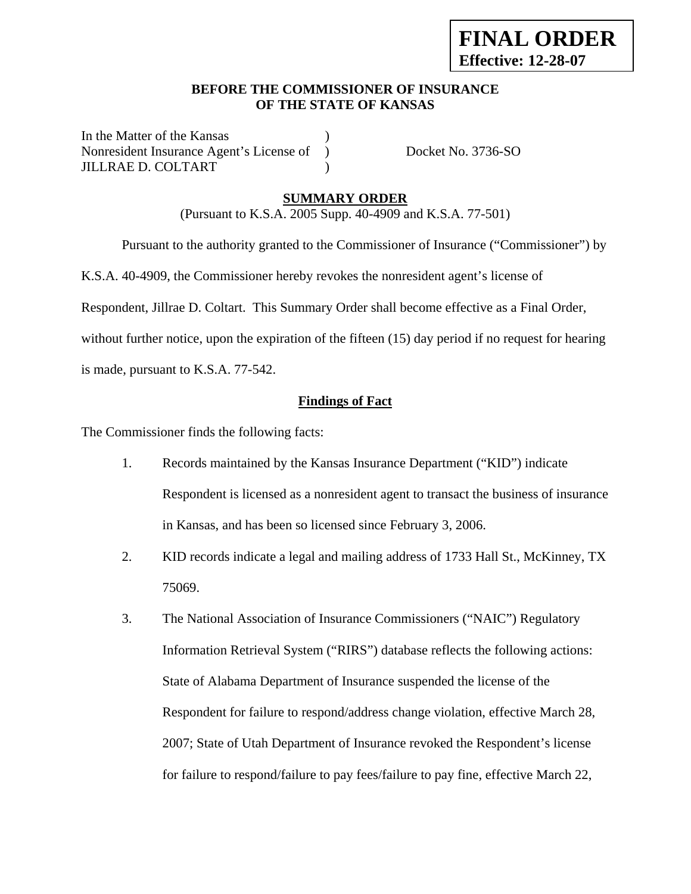**FINAL ORDER**
**Effective: 12-28-07**

**BEFORE THE COMMISSIONER OF INSURANCE**
**OF THE STATE OF KANSAS**

In the Matter of the Kansas )
Nonresident Insurance Agent's License of ) Docket No. 3736-SO
JILLRAE D. COLTART )

**SUMMARY ORDER**
(Pursuant to K.S.A. 2005 Supp. 40-4909 and K.S.A. 77-501)

Pursuant to the authority granted to the Commissioner of Insurance ("Commissioner") by K.S.A. 40-4909, the Commissioner hereby revokes the nonresident agent's license of Respondent, Jillrae D. Coltart. This Summary Order shall become effective as a Final Order, without further notice, upon the expiration of the fifteen (15) day period if no request for hearing is made, pursuant to K.S.A. 77-542.

**Findings of Fact**

The Commissioner finds the following facts:

1. Records maintained by the Kansas Insurance Department ("KID") indicate Respondent is licensed as a nonresident agent to transact the business of insurance in Kansas, and has been so licensed since February 3, 2006.

2. KID records indicate a legal and mailing address of 1733 Hall St., McKinney, TX 75069.

3. The National Association of Insurance Commissioners ("NAIC") Regulatory Information Retrieval System ("RIRS") database reflects the following actions: State of Alabama Department of Insurance suspended the license of the Respondent for failure to respond/address change violation, effective March 28, 2007; State of Utah Department of Insurance revoked the Respondent's license for failure to respond/failure to pay fees/failure to pay fine, effective March 22,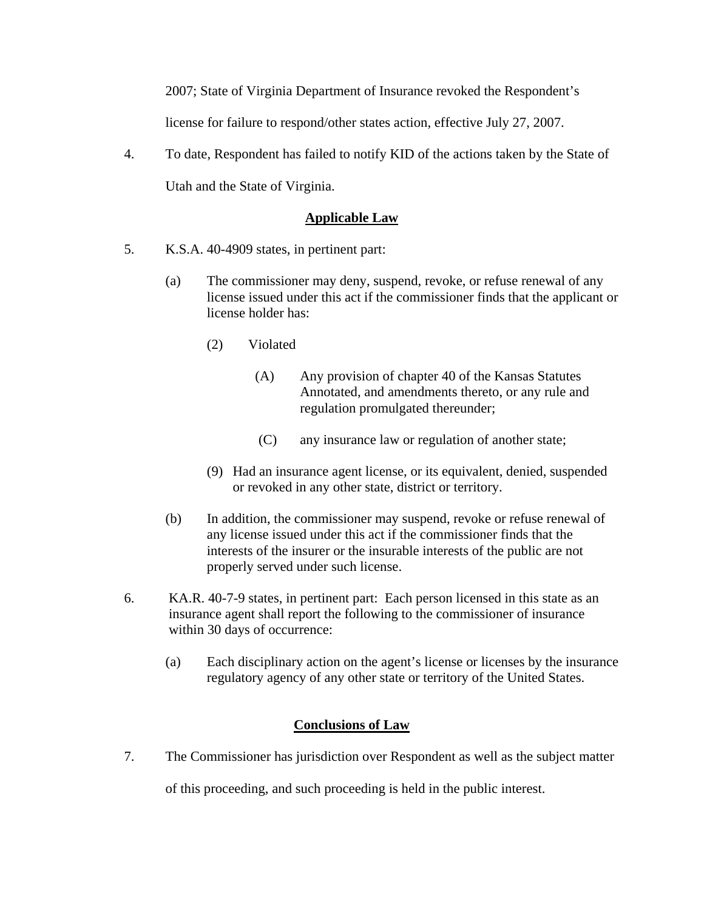2007; State of Virginia Department of Insurance revoked the Respondent's license for failure to respond/other states action, effective July 27, 2007.

4. To date, Respondent has failed to notify KID of the actions taken by the State of Utah and the State of Virginia.

## Applicable Law

5. K.S.A. 40-4909 states, in pertinent part:

   (a) The commissioner may deny, suspend, revoke, or refuse renewal of any license issued under this act if the commissioner finds that the applicant or license holder has:

      (2) Violated

         (A) Any provision of chapter 40 of the Kansas Statutes Annotated, and amendments thereto, or any rule and regulation promulgated thereunder;

         (C) any insurance law or regulation of another state;

      (9) Had an insurance agent license, or its equivalent, denied, suspended or revoked in any other state, district or territory.

   (b) In addition, the commissioner may suspend, revoke or refuse renewal of any license issued under this act if the commissioner finds that the interests of the insurer or the insurable interests of the public are not properly served under such license.

6. KA.R. 40-7-9 states, in pertinent part: Each person licensed in this state as an insurance agent shall report the following to the commissioner of insurance within 30 days of occurrence:

   (a) Each disciplinary action on the agent's license or licenses by the insurance regulatory agency of any other state or territory of the United States.

## Conclusions of Law

7. The Commissioner has jurisdiction over Respondent as well as the subject matter of this proceeding, and such proceeding is held in the public interest.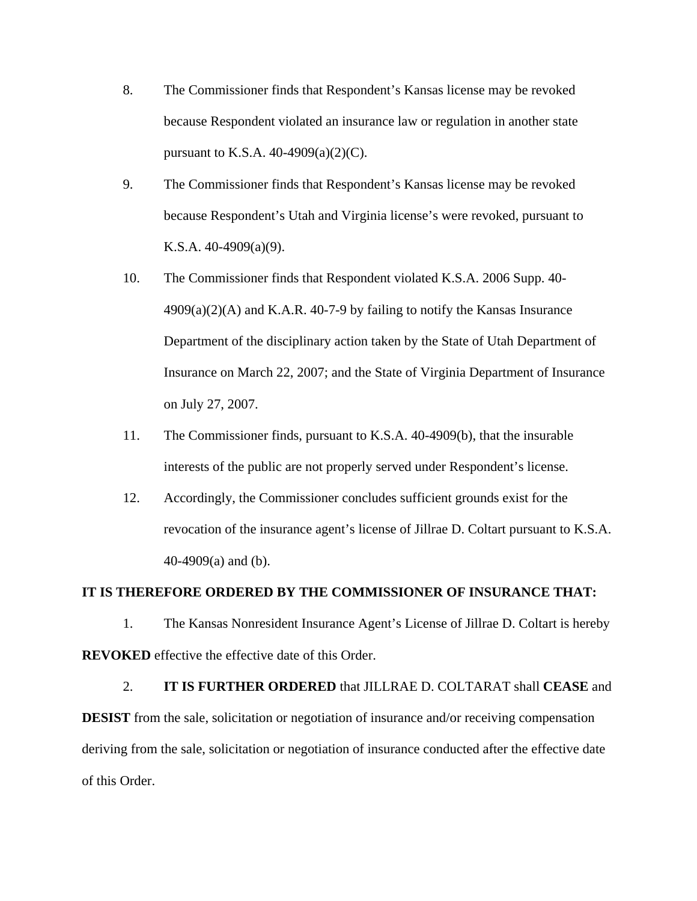8. The Commissioner finds that Respondent's Kansas license may be revoked because Respondent violated an insurance law or regulation in another state pursuant to K.S.A. 40-4909(a)(2)(C).

9. The Commissioner finds that Respondent's Kansas license may be revoked because Respondent's Utah and Virginia license's were revoked, pursuant to K.S.A. 40-4909(a)(9).

10. The Commissioner finds that Respondent violated K.S.A. 2006 Supp. 40-4909(a)(2)(A) and K.A.R. 40-7-9 by failing to notify the Kansas Insurance Department of the disciplinary action taken by the State of Utah Department of Insurance on March 22, 2007; and the State of Virginia Department of Insurance on July 27, 2007.

11. The Commissioner finds, pursuant to K.S.A. 40-4909(b), that the insurable interests of the public are not properly served under Respondent's license.

12. Accordingly, the Commissioner concludes sufficient grounds exist for the revocation of the insurance agent's license of Jillrae D. Coltart pursuant to K.S.A. 40-4909(a) and (b).

**IT IS THEREFORE ORDERED BY THE COMMISSIONER OF INSURANCE THAT:**

1. The Kansas Nonresident Insurance Agent's License of Jillrae D. Coltart is hereby **REVOKED** effective the effective date of this Order.

2. **IT IS FURTHER ORDERED** that JILLRAE D. COLTARAT shall **CEASE** and **DESIST** from the sale, solicitation or negotiation of insurance and/or receiving compensation deriving from the sale, solicitation or negotiation of insurance conducted after the effective date of this Order.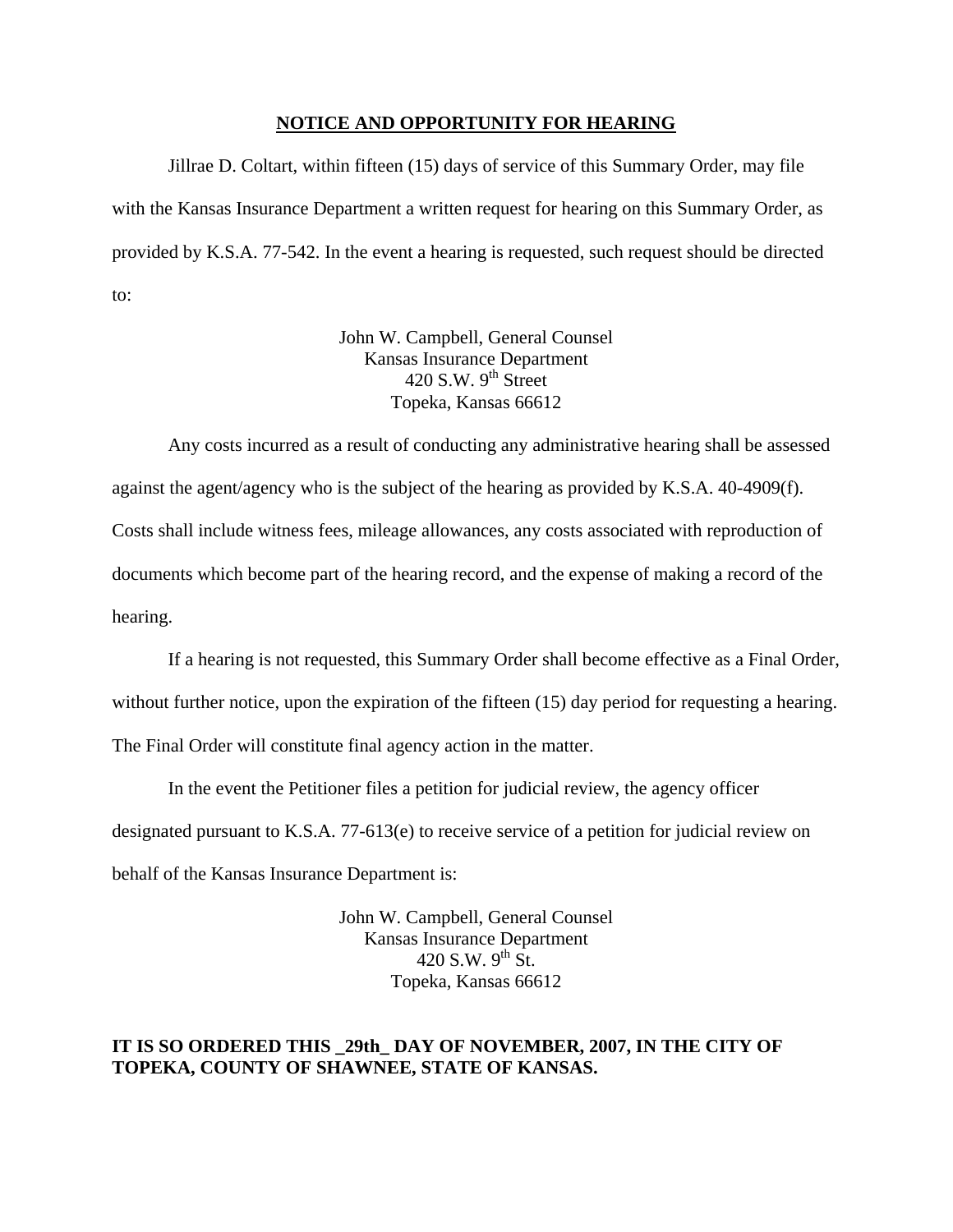## NOTICE AND OPPORTUNITY FOR HEARING

Jillrae D. Coltart, within fifteen (15) days of service of this Summary Order, may file with the Kansas Insurance Department a written request for hearing on this Summary Order, as provided by K.S.A. 77-542. In the event a hearing is requested, such request should be directed to:

John W. Campbell, General Counsel  
Kansas Insurance Department  
420 S.W. 9th Street  
Topeka, Kansas 66612

Any costs incurred as a result of conducting any administrative hearing shall be assessed against the agent/agency who is the subject of the hearing as provided by K.S.A. 40-4909(f). Costs shall include witness fees, mileage allowances, any costs associated with reproduction of documents which become part of the hearing record, and the expense of making a record of the hearing.

If a hearing is not requested, this Summary Order shall become effective as a Final Order, without further notice, upon the expiration of the fifteen (15) day period for requesting a hearing. The Final Order will constitute final agency action in the matter.

In the event the Petitioner files a petition for judicial review, the agency officer designated pursuant to K.S.A. 77-613(e) to receive service of a petition for judicial review on behalf of the Kansas Insurance Department is:

John W. Campbell, General Counsel  
Kansas Insurance Department  
420 S.W. 9th St.  
Topeka, Kansas 66612

**IT IS SO ORDERED THIS _29th_ DAY OF NOVEMBER, 2007, IN THE CITY OF TOPEKA, COUNTY OF SHAWNEE, STATE OF KANSAS.**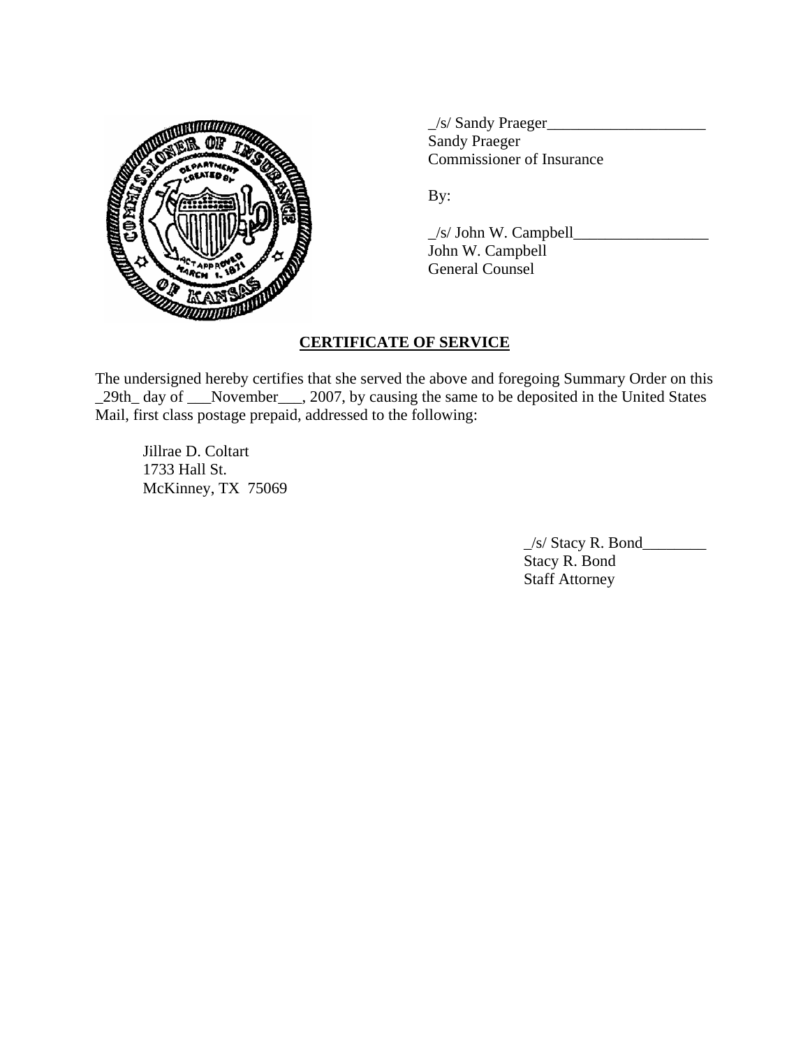_/s/ Sandy Praeger____________________
Sandy Praeger
Commissioner of Insurance

By:

_/s/ John W. Campbell_________________
John W. Campbell
General Counsel

## CERTIFICATE OF SERVICE

The undersigned hereby certifies that she served the above and foregoing Summary Order on this _29th_ day of ___November___, 2007, by causing the same to be deposited in the United States Mail, first class postage prepaid, addressed to the following:

Jillrae D. Coltart
1733 Hall St.
McKinney, TX 75069

_/s/ Stacy R. Bond________
Stacy R. Bond
Staff Attorney